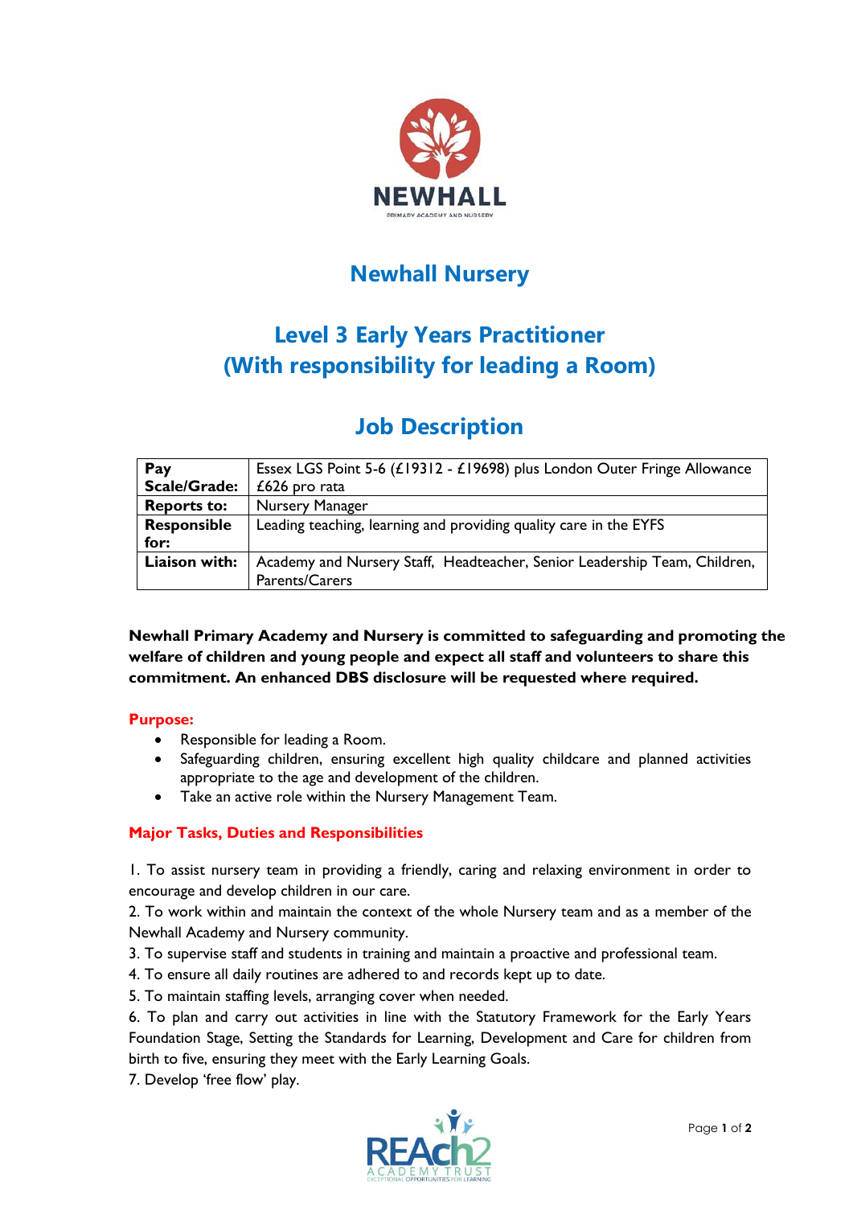# Newhall Nursery

## Level 3 Early Years Practitioner (With responsibility for leading a Room)

## Job Description

| | |
|---|---|
| **Pay Scale/Grade:** | Essex LGS Point 5-6 (£19312 - £19698) plus London Outer Fringe Allowance £626 pro rata |
| **Reports to:** | Nursery Manager |
| **Responsible for:** | Leading teaching, learning and providing quality care in the EYFS |
| **Liaison with:** | Academy and Nursery Staff, Headteacher, Senior Leadership Team, Children, Parents/Carers |

**Newhall Primary Academy and Nursery is committed to safeguarding and promoting the welfare of children and young people and expect all staff and volunteers to share this commitment. An enhanced DBS disclosure will be requested where required.**

### Purpose:

- Responsible for leading a Room.
- Safeguarding children, ensuring excellent high quality childcare and planned activities appropriate to the age and development of the children.
- Take an active role within the Nursery Management Team.

### Major Tasks, Duties and Responsibilities

1. To assist nursery team in providing a friendly, caring and relaxing environment in order to encourage and develop children in our care.
2. To work within and maintain the context of the whole Nursery team and as a member of the Newhall Academy and Nursery community.
3. To supervise staff and students in training and maintain a proactive and professional team.
4. To ensure all daily routines are adhered to and records kept up to date.
5. To maintain staffing levels, arranging cover when needed.
6. To plan and carry out activities in line with the Statutory Framework for the Early Years Foundation Stage, Setting the Standards for Learning, Development and Care for children from birth to five, ensuring they meet with the Early Learning Goals.
7. Develop 'free flow' play.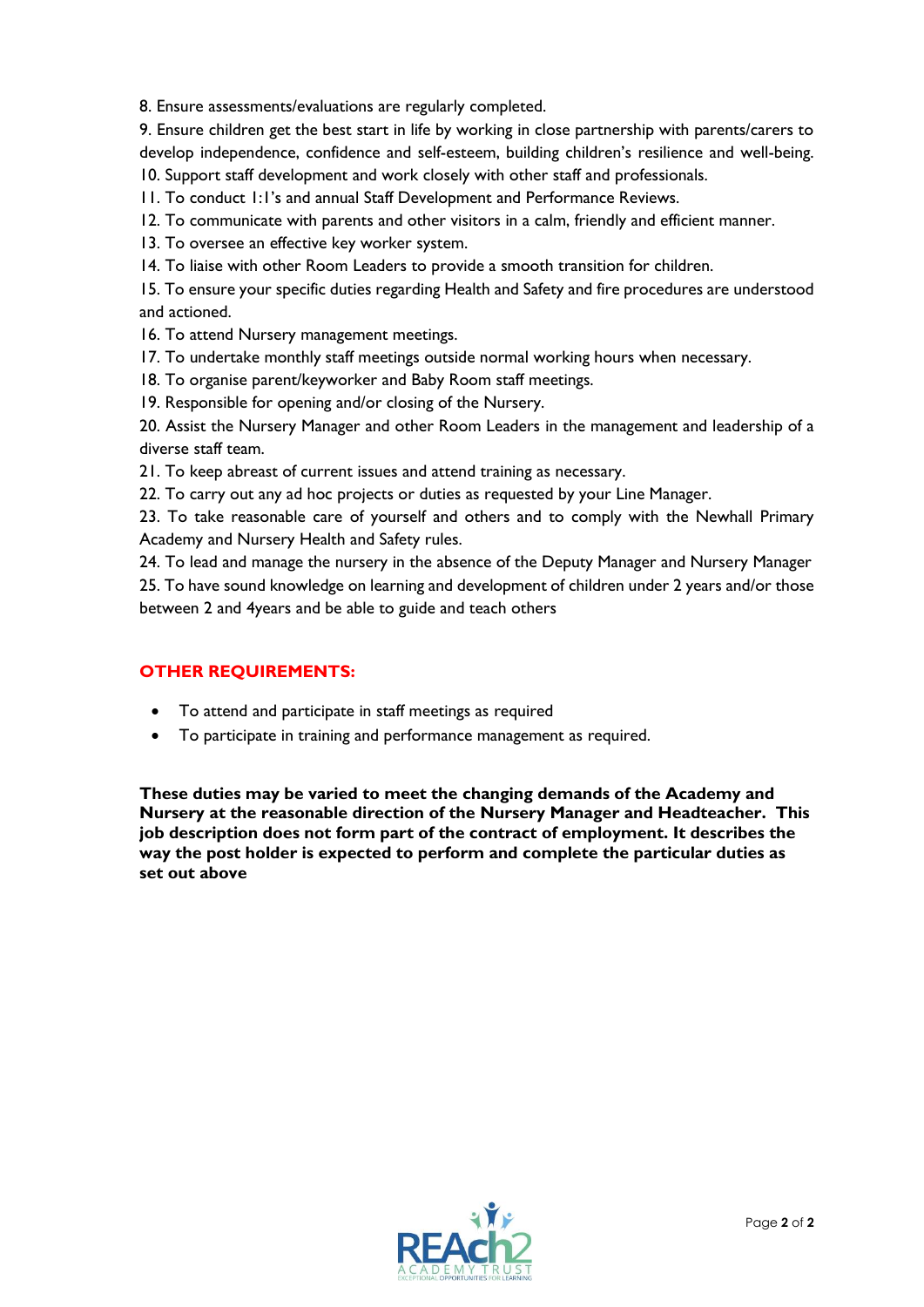8. Ensure assessments/evaluations are regularly completed.
9. Ensure children get the best start in life by working in close partnership with parents/carers to develop independence, confidence and self-esteem, building children's resilience and well-being.
10. Support staff development and work closely with other staff and professionals.
11. To conduct 1:1's and annual Staff Development and Performance Reviews.
12. To communicate with parents and other visitors in a calm, friendly and efficient manner.
13. To oversee an effective key worker system.
14. To liaise with other Room Leaders to provide a smooth transition for children.
15. To ensure your specific duties regarding Health and Safety and fire procedures are understood and actioned.
16. To attend Nursery management meetings.
17. To undertake monthly staff meetings outside normal working hours when necessary.
18. To organise parent/keyworker and Baby Room staff meetings.
19. Responsible for opening and/or closing of the Nursery.
20. Assist the Nursery Manager and other Room Leaders in the management and leadership of a diverse staff team.
21. To keep abreast of current issues and attend training as necessary.
22. To carry out any ad hoc projects or duties as requested by your Line Manager.
23. To take reasonable care of yourself and others and to comply with the Newhall Primary Academy and Nursery Health and Safety rules.
24. To lead and manage the nursery in the absence of the Deputy Manager and Nursery Manager
25. To have sound knowledge on learning and development of children under 2 years and/or those between 2 and 4years and be able to guide and teach others

## OTHER REQUIREMENTS:

- To attend and participate in staff meetings as required
- To participate in training and performance management as required.

**These duties may be varied to meet the changing demands of the Academy and Nursery at the reasonable direction of the Nursery Manager and Headteacher. This job description does not form part of the contract of employment. It describes the way the post holder is expected to perform and complete the particular duties as set out above**